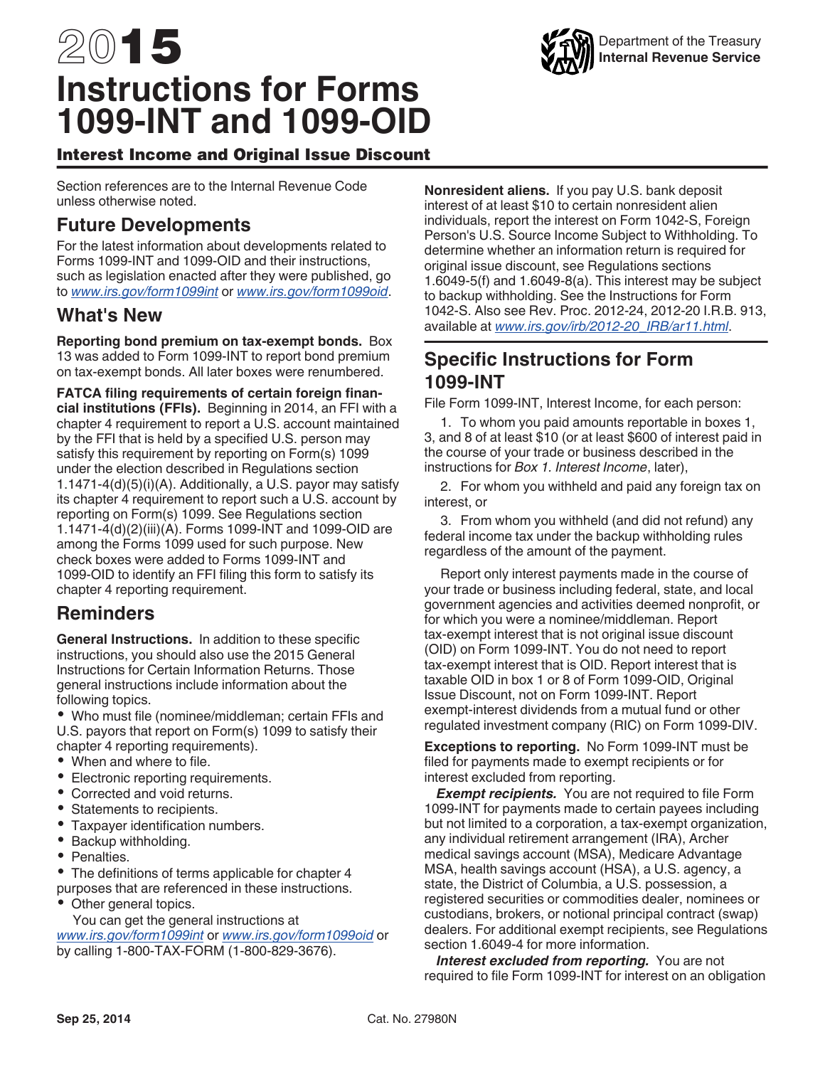# 2015 Instructions for Forms 1099-INT and 1099-OID

Department of the Treasury
**Internal Revenue Service**

### Interest Income and Original Issue Discount

Section references are to the Internal Revenue Code unless otherwise noted.

## Future Developments

For the latest information about developments related to Forms 1099-INT and 1099-OID and their instructions, such as legislation enacted after they were published, go to *www.irs.gov/form1099int* or *www.irs.gov/form1099oid*.

## What's New

**Reporting bond premium on tax-exempt bonds.** Box 13 was added to Form 1099-INT to report bond premium on tax-exempt bonds. All later boxes were renumbered.

**FATCA filing requirements of certain foreign financial institutions (FFIs).** Beginning in 2014, an FFI with a chapter 4 requirement to report a U.S. account maintained by the FFI that is held by a specified U.S. person may satisfy this requirement by reporting on Form(s) 1099 under the election described in Regulations section 1.1471-4(d)(5)(i)(A). Additionally, a U.S. payor may satisfy its chapter 4 requirement to report such a U.S. account by reporting on Form(s) 1099. See Regulations section 1.1471-4(d)(2)(iii)(A). Forms 1099-INT and 1099-OID are among the Forms 1099 used for such purpose. New check boxes were added to Forms 1099-INT and 1099-OID to identify an FFI filing this form to satisfy its chapter 4 reporting requirement.

## Reminders

**General Instructions.** In addition to these specific instructions, you should also use the 2015 General Instructions for Certain Information Returns. Those general instructions include information about the following topics.

- Who must file (nominee/middleman; certain FFIs and U.S. payors that report on Form(s) 1099 to satisfy their chapter 4 reporting requirements).
- When and where to file.
- Electronic reporting requirements.
- Corrected and void returns.
- Statements to recipients.
- Taxpayer identification numbers.
- Backup withholding.
- Penalties.
- The definitions of terms applicable for chapter 4 purposes that are referenced in these instructions.
- Other general topics.

You can get the general instructions at *www.irs.gov/form1099int* or *www.irs.gov/form1099oid* or by calling 1-800-TAX-FORM (1-800-829-3676).

**Nonresident aliens.** If you pay U.S. bank deposit interest of at least $10 to certain nonresident alien individuals, report the interest on Form 1042-S, Foreign Person's U.S. Source Income Subject to Withholding. To determine whether an information return is required for original issue discount, see Regulations sections 1.6049-5(f) and 1.6049-8(a). This interest may be subject to backup withholding. See the Instructions for Form 1042-S. Also see Rev. Proc. 2012-24, 2012-20 I.R.B. 913, available at *www.irs.gov/irb/2012-20_IRB/ar11.html*.

## Specific Instructions for Form 1099-INT

File Form 1099-INT, Interest Income, for each person:

1. To whom you paid amounts reportable in boxes 1, 3, and 8 of at least $10 (or at least $600 of interest paid in the course of your trade or business described in the instructions for *Box 1. Interest Income*, later),
2. For whom you withheld and paid any foreign tax on interest, or
3. From whom you withheld (and did not refund) any federal income tax under the backup withholding rules regardless of the amount of the payment.

Report only interest payments made in the course of your trade or business including federal, state, and local government agencies and activities deemed nonprofit, or for which you were a nominee/middleman. Report tax-exempt interest that is not original issue discount (OID) on Form 1099-INT. You do not need to report tax-exempt interest that is OID. Report interest that is taxable OID in box 1 or 8 of Form 1099-OID, Original Issue Discount, not on Form 1099-INT. Report exempt-interest dividends from a mutual fund or other regulated investment company (RIC) on Form 1099-DIV.

**Exceptions to reporting.** No Form 1099-INT must be filed for payments made to exempt recipients or for interest excluded from reporting.

***Exempt recipients.*** You are not required to file Form 1099-INT for payments made to certain payees including but not limited to a corporation, a tax-exempt organization, any individual retirement arrangement (IRA), Archer medical savings account (MSA), Medicare Advantage MSA, health savings account (HSA), a U.S. agency, a state, the District of Columbia, a U.S. possession, a registered securities or commodities dealer, nominees or custodians, brokers, or notional principal contract (swap) dealers. For additional exempt recipients, see Regulations section 1.6049-4 for more information.

***Interest excluded from reporting.*** You are not required to file Form 1099-INT for interest on an obligation

Sep 25, 2014 Cat. No. 27980N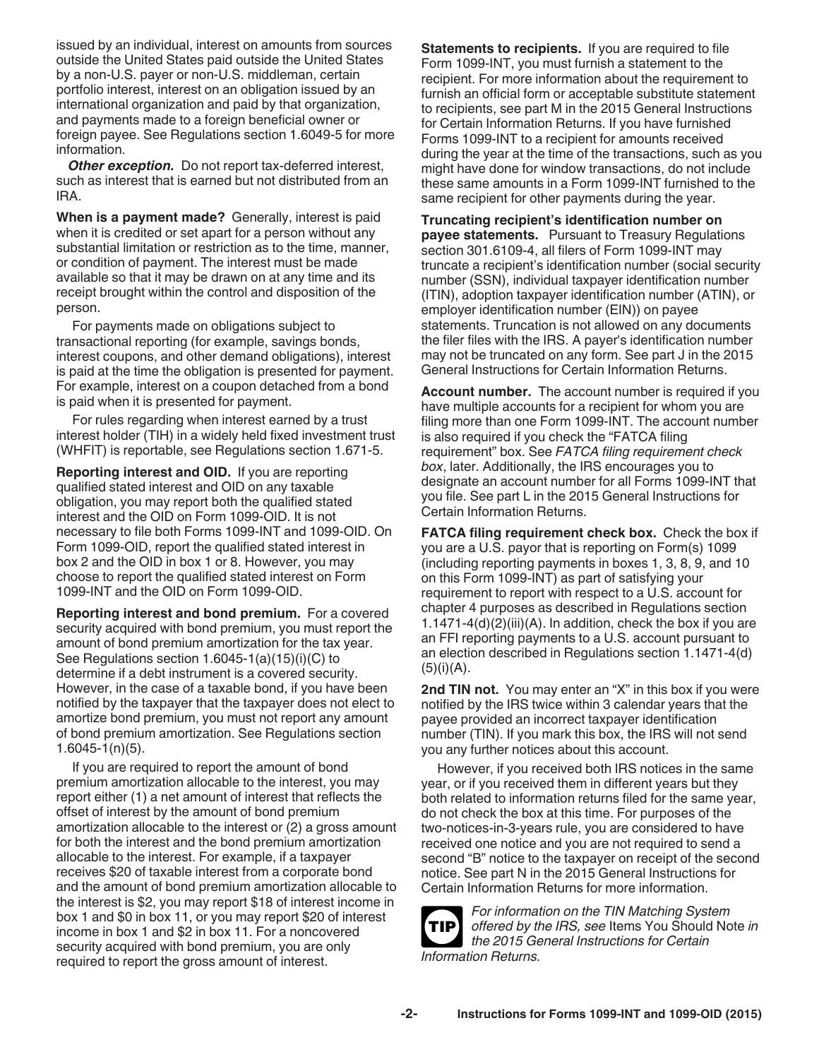issued by an individual, interest on amounts from sources outside the United States paid outside the United States by a non-U.S. payer or non-U.S. middleman, certain portfolio interest, interest on an obligation issued by an international organization and paid by that organization, and payments made to a foreign beneficial owner or foreign payee. See Regulations section 1.6049-5 for more information.

***Other exception.*** Do not report tax-deferred interest, such as interest that is earned but not distributed from an IRA.

**When is a payment made?** Generally, interest is paid when it is credited or set apart for a person without any substantial limitation or restriction as to the time, manner, or condition of payment. The interest must be made available so that it may be drawn on at any time and its receipt brought within the control and disposition of the person.

For payments made on obligations subject to transactional reporting (for example, savings bonds, interest coupons, and other demand obligations), interest is paid at the time the obligation is presented for payment. For example, interest on a coupon detached from a bond is paid when it is presented for payment.

For rules regarding when interest earned by a trust interest holder (TIH) in a widely held fixed investment trust (WHFIT) is reportable, see Regulations section 1.671-5.

**Reporting interest and OID.** If you are reporting qualified stated interest and OID on any taxable obligation, you may report both the qualified stated interest and the OID on Form 1099-OID. It is not necessary to file both Forms 1099-INT and 1099-OID. On Form 1099-OID, report the qualified stated interest in box 2 and the OID in box 1 or 8. However, you may choose to report the qualified stated interest on Form 1099-INT and the OID on Form 1099-OID.

**Reporting interest and bond premium.** For a covered security acquired with bond premium, you must report the amount of bond premium amortization for the tax year. See Regulations section 1.6045-1(a)(15)(i)(C) to determine if a debt instrument is a covered security. However, in the case of a taxable bond, if you have been notified by the taxpayer that the taxpayer does not elect to amortize bond premium, you must not report any amount of bond premium amortization. See Regulations section 1.6045-1(n)(5).

If you are required to report the amount of bond premium amortization allocable to the interest, you may report either (1) a net amount of interest that reflects the offset of interest by the amount of bond premium amortization allocable to the interest or (2) a gross amount for both the interest and the bond premium amortization allocable to the interest. For example, if a taxpayer receives $20 of taxable interest from a corporate bond and the amount of bond premium amortization allocable to the interest is $2, you may report $18 of interest income in box 1 and $0 in box 11, or you may report $20 of interest income in box 1 and $2 in box 11. For a noncovered security acquired with bond premium, you are only required to report the gross amount of interest.

**Statements to recipients.** If you are required to file Form 1099-INT, you must furnish a statement to the recipient. For more information about the requirement to furnish an official form or acceptable substitute statement to recipients, see part M in the 2015 General Instructions for Certain Information Returns. If you have furnished Forms 1099-INT to a recipient for amounts received during the year at the time of the transactions, such as you might have done for window transactions, do not include these same amounts in a Form 1099-INT furnished to the same recipient for other payments during the year.

**Truncating recipient's identification number on payee statements.** Pursuant to Treasury Regulations section 301.6109-4, all filers of Form 1099-INT may truncate a recipient's identification number (social security number (SSN), individual taxpayer identification number (ITIN), adoption taxpayer identification number (ATIN), or employer identification number (EIN)) on payee statements. Truncation is not allowed on any documents the filer files with the IRS. A payer's identification number may not be truncated on any form. See part J in the 2015 General Instructions for Certain Information Returns.

**Account number.** The account number is required if you have multiple accounts for a recipient for whom you are filing more than one Form 1099-INT. The account number is also required if you check the "FATCA filing requirement" box. See *FATCA filing requirement check box*, later. Additionally, the IRS encourages you to designate an account number for all Forms 1099-INT that you file. See part L in the 2015 General Instructions for Certain Information Returns.

**FATCA filing requirement check box.** Check the box if you are a U.S. payor that is reporting on Form(s) 1099 (including reporting payments in boxes 1, 3, 8, 9, and 10 on this Form 1099-INT) as part of satisfying your requirement to report with respect to a U.S. account for chapter 4 purposes as described in Regulations section 1.1471-4(d)(2)(iii)(A). In addition, check the box if you are an FFI reporting payments to a U.S. account pursuant to an election described in Regulations section 1.1471-4(d)(5)(i)(A).

**2nd TIN not.** You may enter an "X" in this box if you were notified by the IRS twice within 3 calendar years that the payee provided an incorrect taxpayer identification number (TIN). If you mark this box, the IRS will not send you any further notices about this account.

However, if you received both IRS notices in the same year, or if you received them in different years but they both related to information returns filed for the same year, do not check the box at this time. For purposes of the two-notices-in-3-years rule, you are considered to have received one notice and you are not required to send a second "B" notice to the taxpayer on receipt of the second notice. See part N in the 2015 General Instructions for Certain Information Returns for more information.

**TIP** *For information on the TIN Matching System offered by the IRS, see* Items You Should Note *in the 2015 General Instructions for Certain Information Returns.*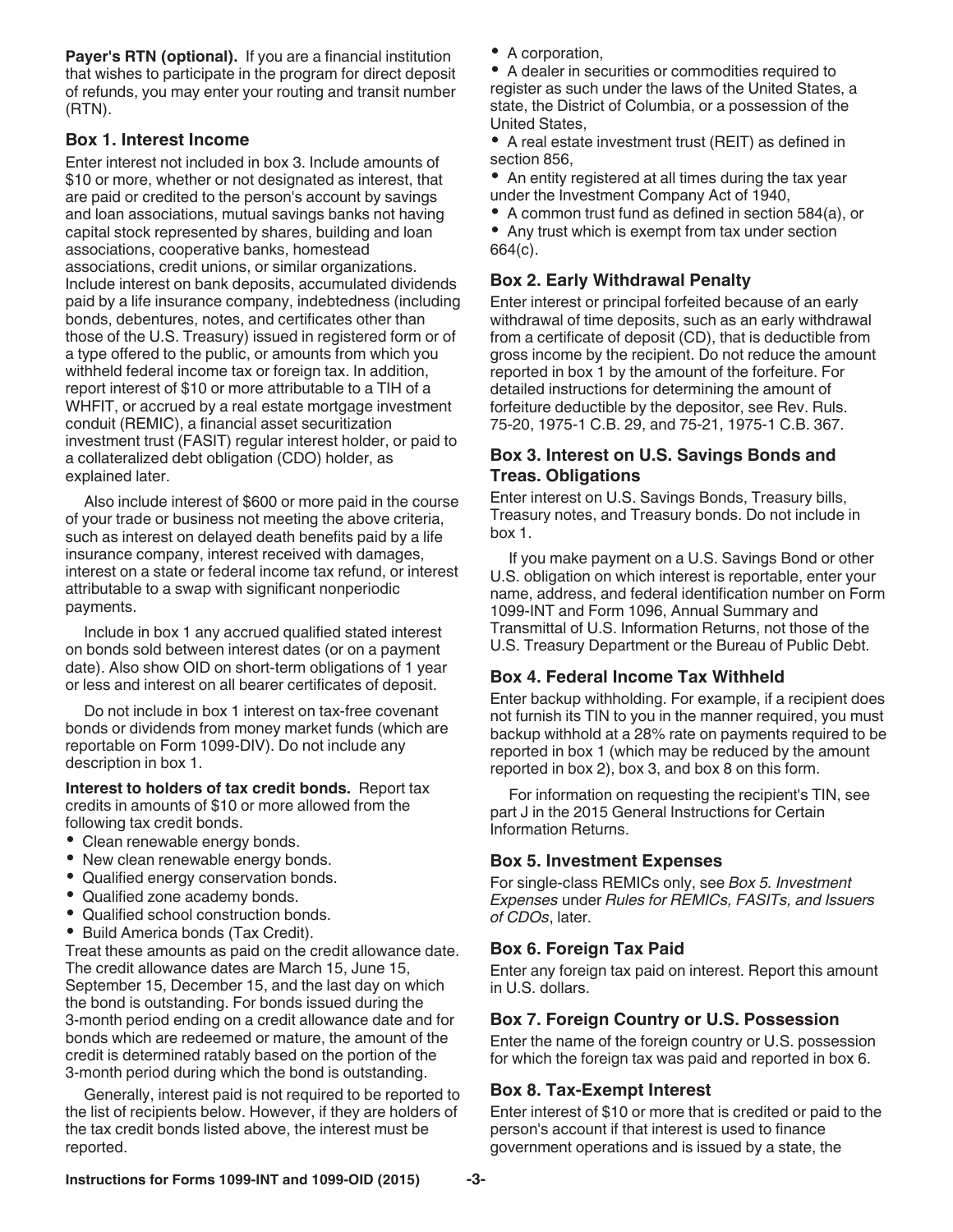**Payer's RTN (optional).** If you are a financial institution that wishes to participate in the program for direct deposit of refunds, you may enter your routing and transit number (RTN).

### Box 1. Interest Income

Enter interest not included in box 3. Include amounts of $10 or more, whether or not designated as interest, that are paid or credited to the person's account by savings and loan associations, mutual savings banks not having capital stock represented by shares, building and loan associations, cooperative banks, homestead associations, credit unions, or similar organizations. Include interest on bank deposits, accumulated dividends paid by a life insurance company, indebtedness (including bonds, debentures, notes, and certificates other than those of the U.S. Treasury) issued in registered form or of a type offered to the public, or amounts from which you withheld federal income tax or foreign tax. In addition, report interest of $10 or more attributable to a TIH of a WHFIT, or accrued by a real estate mortgage investment conduit (REMIC), a financial asset securitization investment trust (FASIT) regular interest holder, or paid to a collateralized debt obligation (CDO) holder, as explained later.

Also include interest of $600 or more paid in the course of your trade or business not meeting the above criteria, such as interest on delayed death benefits paid by a life insurance company, interest received with damages, interest on a state or federal income tax refund, or interest attributable to a swap with significant nonperiodic payments.

Include in box 1 any accrued qualified stated interest on bonds sold between interest dates (or on a payment date). Also show OID on short-term obligations of 1 year or less and interest on all bearer certificates of deposit.

Do not include in box 1 interest on tax-free covenant bonds or dividends from money market funds (which are reportable on Form 1099-DIV). Do not include any description in box 1.

**Interest to holders of tax credit bonds.** Report tax credits in amounts of $10 or more allowed from the following tax credit bonds.

- Clean renewable energy bonds.
- New clean renewable energy bonds.
- Qualified energy conservation bonds.
- Qualified zone academy bonds.
- Qualified school construction bonds.
- Build America bonds (Tax Credit).

Treat these amounts as paid on the credit allowance date. The credit allowance dates are March 15, June 15, September 15, December 15, and the last day on which the bond is outstanding. For bonds issued during the 3-month period ending on a credit allowance date and for bonds which are redeemed or mature, the amount of the credit is determined ratably based on the portion of the 3-month period during which the bond is outstanding.

Generally, interest paid is not required to be reported to the list of recipients below. However, if they are holders of the tax credit bonds listed above, the interest must be reported.

- A corporation,
- A dealer in securities or commodities required to register as such under the laws of the United States, a state, the District of Columbia, or a possession of the United States,
- A real estate investment trust (REIT) as defined in section 856,
- An entity registered at all times during the tax year under the Investment Company Act of 1940,
- A common trust fund as defined in section 584(a), or
- Any trust which is exempt from tax under section 664(c).

### Box 2. Early Withdrawal Penalty

Enter interest or principal forfeited because of an early withdrawal of time deposits, such as an early withdrawal from a certificate of deposit (CD), that is deductible from gross income by the recipient. Do not reduce the amount reported in box 1 by the amount of the forfeiture. For detailed instructions for determining the amount of forfeiture deductible by the depositor, see Rev. Ruls. 75-20, 1975-1 C.B. 29, and 75-21, 1975-1 C.B. 367.

### Box 3. Interest on U.S. Savings Bonds and Treas. Obligations

Enter interest on U.S. Savings Bonds, Treasury bills, Treasury notes, and Treasury bonds. Do not include in box 1.

If you make payment on a U.S. Savings Bond or other U.S. obligation on which interest is reportable, enter your name, address, and federal identification number on Form 1099-INT and Form 1096, Annual Summary and Transmittal of U.S. Information Returns, not those of the U.S. Treasury Department or the Bureau of Public Debt.

### Box 4. Federal Income Tax Withheld

Enter backup withholding. For example, if a recipient does not furnish its TIN to you in the manner required, you must backup withhold at a 28% rate on payments required to be reported in box 1 (which may be reduced by the amount reported in box 2), box 3, and box 8 on this form.

For information on requesting the recipient's TIN, see part J in the 2015 General Instructions for Certain Information Returns.

### Box 5. Investment Expenses

For single-class REMICs only, see *Box 5. Investment Expenses* under *Rules for REMICs, FASITs, and Issuers of CDOs*, later.

### Box 6. Foreign Tax Paid

Enter any foreign tax paid on interest. Report this amount in U.S. dollars.

### Box 7. Foreign Country or U.S. Possession

Enter the name of the foreign country or U.S. possession for which the foreign tax was paid and reported in box 6.

### Box 8. Tax-Exempt Interest

Enter interest of $10 or more that is credited or paid to the person's account if that interest is used to finance government operations and is issued by a state, the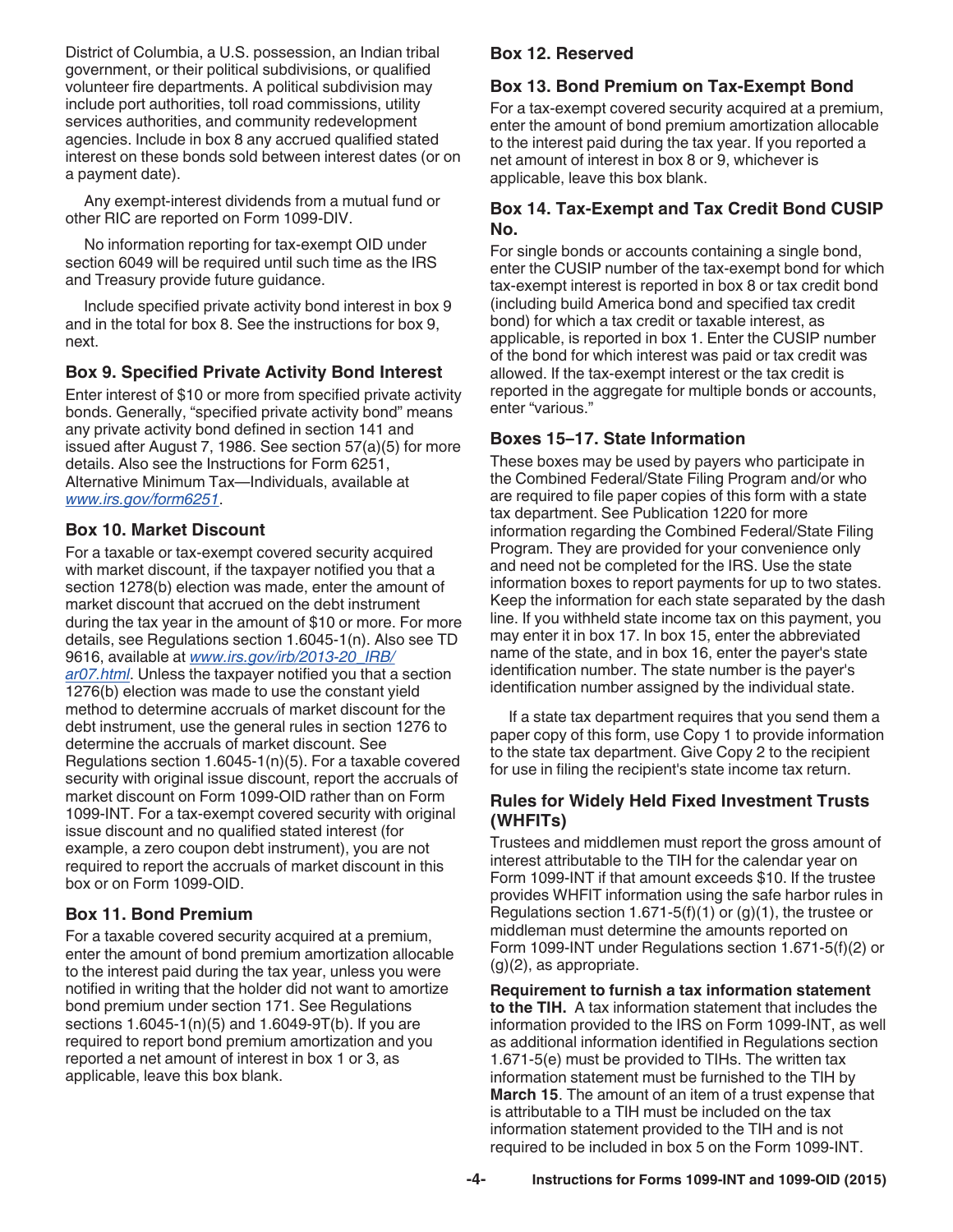District of Columbia, a U.S. possession, an Indian tribal government, or their political subdivisions, or qualified volunteer fire departments. A political subdivision may include port authorities, toll road commissions, utility services authorities, and community redevelopment agencies. Include in box 8 any accrued qualified stated interest on these bonds sold between interest dates (or on a payment date).

Any exempt-interest dividends from a mutual fund or other RIC are reported on Form 1099-DIV.

No information reporting for tax-exempt OID under section 6049 will be required until such time as the IRS and Treasury provide future guidance.

Include specified private activity bond interest in box 9 and in the total for box 8. See the instructions for box 9, next.

### Box 9. Specified Private Activity Bond Interest

Enter interest of $10 or more from specified private activity bonds. Generally, "specified private activity bond" means any private activity bond defined in section 141 and issued after August 7, 1986. See section 57(a)(5) for more details. Also see the Instructions for Form 6251, Alternative Minimum Tax—Individuals, available at *www.irs.gov/form6251*.

### Box 10. Market Discount

For a taxable or tax-exempt covered security acquired with market discount, if the taxpayer notified you that a section 1278(b) election was made, enter the amount of market discount that accrued on the debt instrument during the tax year in the amount of $10 or more. For more details, see Regulations section 1.6045-1(n). Also see TD 9616, available at *www.irs.gov/irb/2013-20_IRB/ar07.html*. Unless the taxpayer notified you that a section 1276(b) election was made to use the constant yield method to determine accruals of market discount for the debt instrument, use the general rules in section 1276 to determine the accruals of market discount. See Regulations section 1.6045-1(n)(5). For a taxable covered security with original issue discount, report the accruals of market discount on Form 1099-OID rather than on Form 1099-INT. For a tax-exempt covered security with original issue discount and no qualified stated interest (for example, a zero coupon debt instrument), you are not required to report the accruals of market discount in this box or on Form 1099-OID.

### Box 11. Bond Premium

For a taxable covered security acquired at a premium, enter the amount of bond premium amortization allocable to the interest paid during the tax year, unless you were notified in writing that the holder did not want to amortize bond premium under section 171. See Regulations sections 1.6045-1(n)(5) and 1.6049-9T(b). If you are required to report bond premium amortization and you reported a net amount of interest in box 1 or 3, as applicable, leave this box blank.

### Box 12. Reserved

### Box 13. Bond Premium on Tax-Exempt Bond

For a tax-exempt covered security acquired at a premium, enter the amount of bond premium amortization allocable to the interest paid during the tax year. If you reported a net amount of interest in box 8 or 9, whichever is applicable, leave this box blank.

### Box 14. Tax-Exempt and Tax Credit Bond CUSIP No.

For single bonds or accounts containing a single bond, enter the CUSIP number of the tax-exempt bond for which tax-exempt interest is reported in box 8 or tax credit bond (including build America bond and specified tax credit bond) for which a tax credit or taxable interest, as applicable, is reported in box 1. Enter the CUSIP number of the bond for which interest was paid or tax credit was allowed. If the tax-exempt interest or the tax credit is reported in the aggregate for multiple bonds or accounts, enter "various."

### Boxes 15–17. State Information

These boxes may be used by payers who participate in the Combined Federal/State Filing Program and/or who are required to file paper copies of this form with a state tax department. See Publication 1220 for more information regarding the Combined Federal/State Filing Program. They are provided for your convenience only and need not be completed for the IRS. Use the state information boxes to report payments for up to two states. Keep the information for each state separated by the dash line. If you withheld state income tax on this payment, you may enter it in box 17. In box 15, enter the abbreviated name of the state, and in box 16, enter the payer's state identification number. The state number is the payer's identification number assigned by the individual state.

If a state tax department requires that you send them a paper copy of this form, use Copy 1 to provide information to the state tax department. Give Copy 2 to the recipient for use in filing the recipient's state income tax return.

### Rules for Widely Held Fixed Investment Trusts (WHFITs)

Trustees and middlemen must report the gross amount of interest attributable to the TIH for the calendar year on Form 1099-INT if that amount exceeds $10. If the trustee provides WHFIT information using the safe harbor rules in Regulations section 1.671-5(f)(1) or (g)(1), the trustee or middleman must determine the amounts reported on Form 1099-INT under Regulations section 1.671-5(f)(2) or (g)(2), as appropriate.

**Requirement to furnish a tax information statement to the TIH.** A tax information statement that includes the information provided to the IRS on Form 1099-INT, as well as additional information identified in Regulations section 1.671-5(e) must be provided to TIHs. The written tax information statement must be furnished to the TIH by **March 15**. The amount of an item of a trust expense that is attributable to a TIH must be included on the tax information statement provided to the TIH and is not required to be included in box 5 on the Form 1099-INT.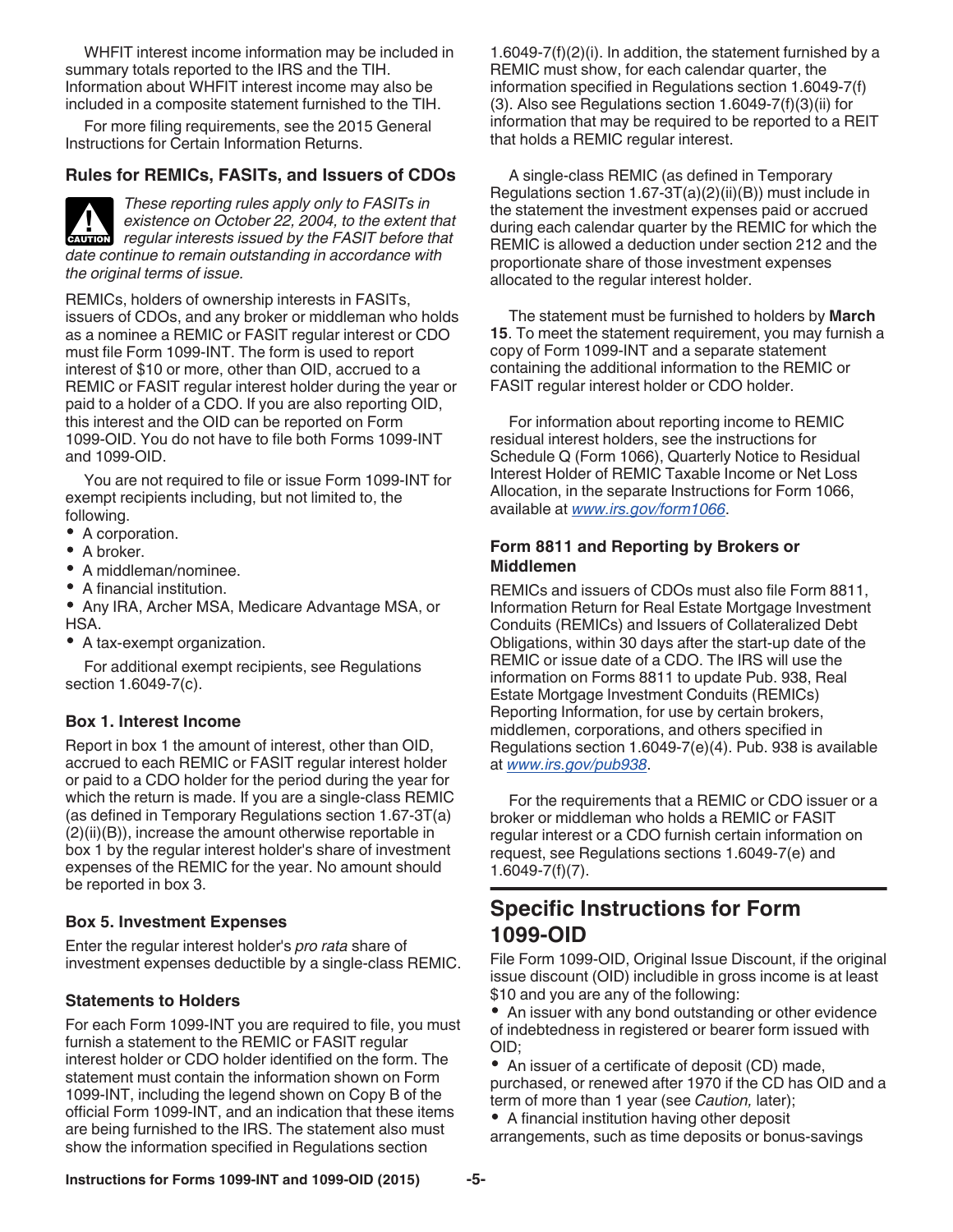WHFIT interest income information may be included in summary totals reported to the IRS and the TIH. Information about WHFIT interest income may also be included in a composite statement furnished to the TIH.

For more filing requirements, see the 2015 General Instructions for Certain Information Returns.

### Rules for REMICs, FASITs, and Issuers of CDOs

*These reporting rules apply only to FASITs in existence on October 22, 2004, to the extent that regular interests issued by the FASIT before that date continue to remain outstanding in accordance with the original terms of issue.*

REMICs, holders of ownership interests in FASITs, issuers of CDOs, and any broker or middleman who holds as a nominee a REMIC or FASIT regular interest or CDO must file Form 1099-INT. The form is used to report interest of $10 or more, other than OID, accrued to a REMIC or FASIT regular interest holder during the year or paid to a holder of a CDO. If you are also reporting OID, this interest and the OID can be reported on Form 1099-OID. You do not have to file both Forms 1099-INT and 1099-OID.

You are not required to file or issue Form 1099-INT for exempt recipients including, but not limited to, the following.

- A corporation.
- A broker.
- A middleman/nominee.
- A financial institution.
- Any IRA, Archer MSA, Medicare Advantage MSA, or HSA.
- A tax-exempt organization.

For additional exempt recipients, see Regulations section 1.6049-7(c).

#### Box 1. Interest Income

Report in box 1 the amount of interest, other than OID, accrued to each REMIC or FASIT regular interest holder or paid to a CDO holder for the period during the year for which the return is made. If you are a single-class REMIC (as defined in Temporary Regulations section 1.67-3T(a)(2)(ii)(B)), increase the amount otherwise reportable in box 1 by the regular interest holder's share of investment expenses of the REMIC for the year. No amount should be reported in box 3.

#### Box 5. Investment Expenses

Enter the regular interest holder's *pro rata* share of investment expenses deductible by a single-class REMIC.

#### Statements to Holders

For each Form 1099-INT you are required to file, you must furnish a statement to the REMIC or FASIT regular interest holder or CDO holder identified on the form. The statement must contain the information shown on Form 1099-INT, including the legend shown on Copy B of the official Form 1099-INT, and an indication that these items are being furnished to the IRS. The statement also must show the information specified in Regulations section 1.6049-7(f)(2)(i). In addition, the statement furnished by a REMIC must show, for each calendar quarter, the information specified in Regulations section 1.6049-7(f)(3). Also see Regulations section 1.6049-7(f)(3)(ii) for information that may be required to be reported to a REIT that holds a REMIC regular interest.

A single-class REMIC (as defined in Temporary Regulations section 1.67-3T(a)(2)(ii)(B)) must include in the statement the investment expenses paid or accrued during each calendar quarter by the REMIC for which the REMIC is allowed a deduction under section 212 and the proportionate share of those investment expenses allocated to the regular interest holder.

The statement must be furnished to holders by **March 15**. To meet the statement requirement, you may furnish a copy of Form 1099-INT and a separate statement containing the additional information to the REMIC or FASIT regular interest holder or CDO holder.

For information about reporting income to REMIC residual interest holders, see the instructions for Schedule Q (Form 1066), Quarterly Notice to Residual Interest Holder of REMIC Taxable Income or Net Loss Allocation, in the separate Instructions for Form 1066, available at *www.irs.gov/form1066*.

#### Form 8811 and Reporting by Brokers or Middlemen

REMICs and issuers of CDOs must also file Form 8811, Information Return for Real Estate Mortgage Investment Conduits (REMICs) and Issuers of Collateralized Debt Obligations, within 30 days after the start-up date of the REMIC or issue date of a CDO. The IRS will use the information on Forms 8811 to update Pub. 938, Real Estate Mortgage Investment Conduits (REMICs) Reporting Information, for use by certain brokers, middlemen, corporations, and others specified in Regulations section 1.6049-7(e)(4). Pub. 938 is available at *www.irs.gov/pub938*.

For the requirements that a REMIC or CDO issuer or a broker or middleman who holds a REMIC or FASIT regular interest or a CDO furnish certain information on request, see Regulations sections 1.6049-7(e) and 1.6049-7(f)(7).

## Specific Instructions for Form 1099-OID

File Form 1099-OID, Original Issue Discount, if the original issue discount (OID) includible in gross income is at least $10 and you are any of the following:

- An issuer with any bond outstanding or other evidence of indebtedness in registered or bearer form issued with OID;
- An issuer of a certificate of deposit (CD) made, purchased, or renewed after 1970 if the CD has OID and a term of more than 1 year (see *Caution,* later);
- A financial institution having other deposit arrangements, such as time deposits or bonus-savings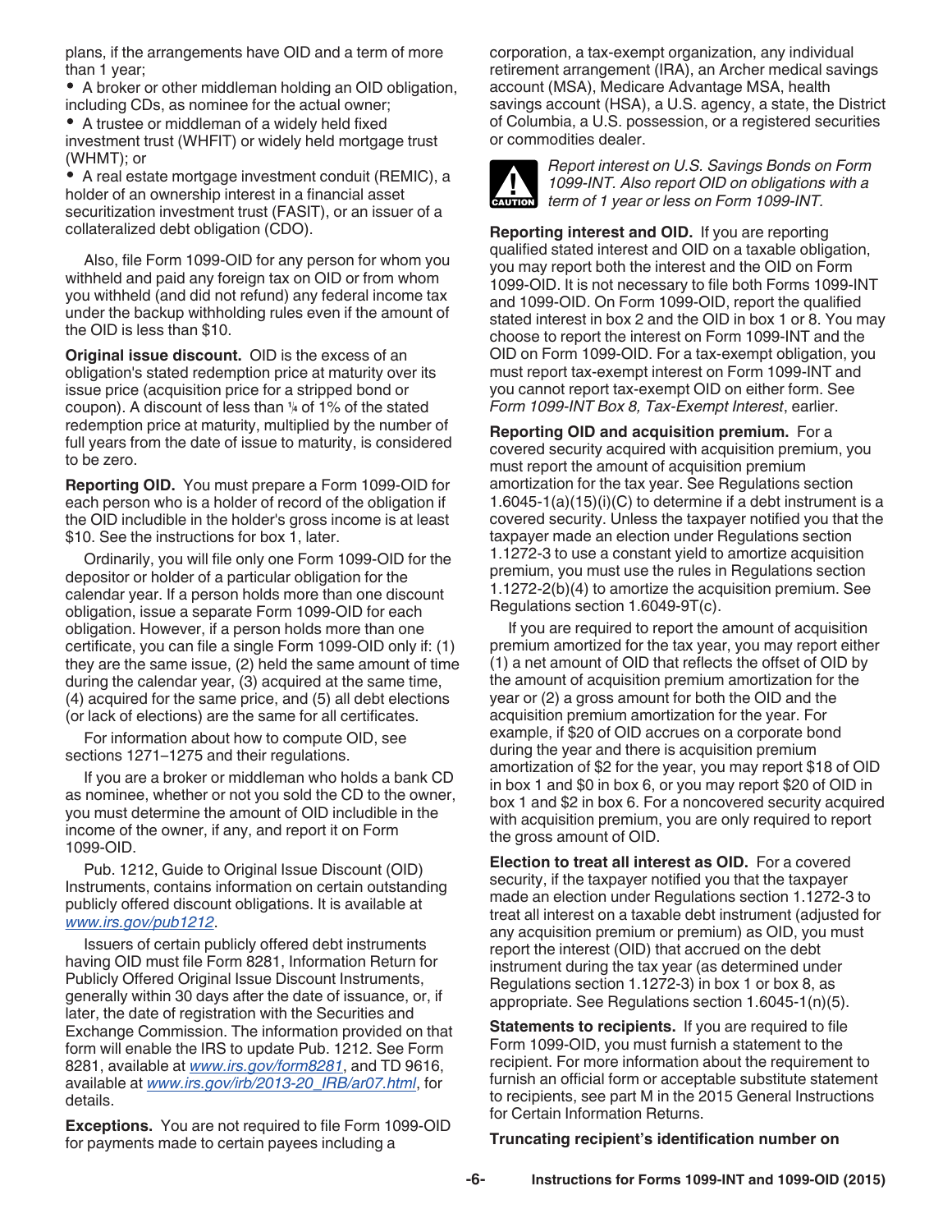plans, if the arrangements have OID and a term of more than 1 year;

- A broker or other middleman holding an OID obligation, including CDs, as nominee for the actual owner;
- A trustee or middleman of a widely held fixed investment trust (WHFIT) or widely held mortgage trust (WHMT); or
- A real estate mortgage investment conduit (REMIC), a holder of an ownership interest in a financial asset securitization investment trust (FASIT), or an issuer of a collateralized debt obligation (CDO).

Also, file Form 1099-OID for any person for whom you withheld and paid any foreign tax on OID or from whom you withheld (and did not refund) any federal income tax under the backup withholding rules even if the amount of the OID is less than $10.

**Original issue discount.** OID is the excess of an obligation's stated redemption price at maturity over its issue price (acquisition price for a stripped bond or coupon). A discount of less than ¼ of 1% of the stated redemption price at maturity, multiplied by the number of full years from the date of issue to maturity, is considered to be zero.

**Reporting OID.** You must prepare a Form 1099-OID for each person who is a holder of record of the obligation if the OID includible in the holder's gross income is at least $10. See the instructions for box 1, later.

Ordinarily, you will file only one Form 1099-OID for the depositor or holder of a particular obligation for the calendar year. If a person holds more than one discount obligation, issue a separate Form 1099-OID for each obligation. However, if a person holds more than one certificate, you can file a single Form 1099-OID only if: (1) they are the same issue, (2) held the same amount of time during the calendar year, (3) acquired at the same time, (4) acquired for the same price, and (5) all debt elections (or lack of elections) are the same for all certificates.

For information about how to compute OID, see sections 1271–1275 and their regulations.

If you are a broker or middleman who holds a bank CD as nominee, whether or not you sold the CD to the owner, you must determine the amount of OID includible in the income of the owner, if any, and report it on Form 1099-OID.

Pub. 1212, Guide to Original Issue Discount (OID) Instruments, contains information on certain outstanding publicly offered discount obligations. It is available at *www.irs.gov/pub1212*.

Issuers of certain publicly offered debt instruments having OID must file Form 8281, Information Return for Publicly Offered Original Issue Discount Instruments, generally within 30 days after the date of issuance, or, if later, the date of registration with the Securities and Exchange Commission. The information provided on that form will enable the IRS to update Pub. 1212. See Form 8281, available at *www.irs.gov/form8281*, and TD 9616, available at *www.irs.gov/irb/2013-20_IRB/ar07.html*, for details.

**Exceptions.** You are not required to file Form 1099-OID for payments made to certain payees including a corporation, a tax-exempt organization, any individual retirement arrangement (IRA), an Archer medical savings account (MSA), Medicare Advantage MSA, health savings account (HSA), a U.S. agency, a state, the District of Columbia, a U.S. possession, or a registered securities or commodities dealer.

**CAUTION:** *Report interest on U.S. Savings Bonds on Form 1099-INT. Also report OID on obligations with a term of 1 year or less on Form 1099-INT.*

**Reporting interest and OID.** If you are reporting qualified stated interest and OID on a taxable obligation, you may report both the interest and the OID on Form 1099-OID. It is not necessary to file both Forms 1099-INT and 1099-OID. On Form 1099-OID, report the qualified stated interest in box 2 and the OID in box 1 or 8. You may choose to report the interest on Form 1099-INT and the OID on Form 1099-OID. For a tax-exempt obligation, you must report tax-exempt interest on Form 1099-INT and you cannot report tax-exempt OID on either form. See *Form 1099-INT Box 8, Tax-Exempt Interest*, earlier.

**Reporting OID and acquisition premium.** For a covered security acquired with acquisition premium, you must report the amount of acquisition premium amortization for the tax year. See Regulations section 1.6045-1(a)(15)(i)(C) to determine if a debt instrument is a covered security. Unless the taxpayer notified you that the taxpayer made an election under Regulations section 1.1272-3 to use a constant yield to amortize acquisition premium, you must use the rules in Regulations section 1.1272-2(b)(4) to amortize the acquisition premium. See Regulations section 1.6049-9T(c).

If you are required to report the amount of acquisition premium amortized for the tax year, you may report either (1) a net amount of OID that reflects the offset of OID by the amount of acquisition premium amortization for the year or (2) a gross amount for both the OID and the acquisition premium amortization for the year. For example, if $20 of OID accrues on a corporate bond during the year and there is acquisition premium amortization of $2 for the year, you may report $18 of OID in box 1 and $0 in box 6, or you may report $20 of OID in box 1 and $2 in box 6. For a noncovered security acquired with acquisition premium, you are only required to report the gross amount of OID.

**Election to treat all interest as OID.** For a covered security, if the taxpayer notified you that the taxpayer made an election under Regulations section 1.1272-3 to treat all interest on a taxable debt instrument (adjusted for any acquisition premium or premium) as OID, you must report the interest (OID) that accrued on the debt instrument during the tax year (as determined under Regulations section 1.1272-3) in box 1 or box 8, as appropriate. See Regulations section 1.6045-1(n)(5).

**Statements to recipients.** If you are required to file Form 1099-OID, you must furnish a statement to the recipient. For more information about the requirement to furnish an official form or acceptable substitute statement to recipients, see part M in the 2015 General Instructions for Certain Information Returns.

**Truncating recipient's identification number on**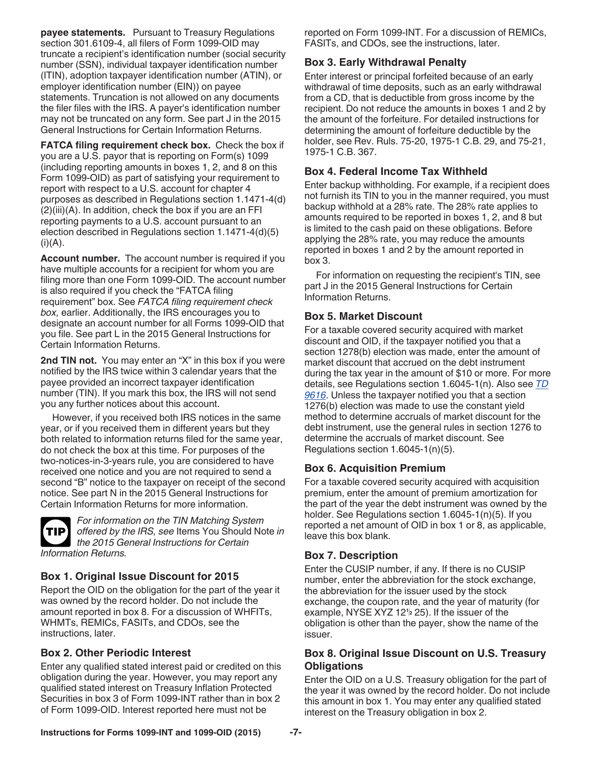**payee statements.** Pursuant to Treasury Regulations section 301.6109-4, all filers of Form 1099-OID may truncate a recipient's identification number (social security number (SSN), individual taxpayer identification number (ITIN), adoption taxpayer identification number (ATIN), or employer identification number (EIN)) on payee statements. Truncation is not allowed on any documents the filer files with the IRS. A payer's identification number may not be truncated on any form. See part J in the 2015 General Instructions for Certain Information Returns.

**FATCA filing requirement check box.** Check the box if you are a U.S. payor that is reporting on Form(s) 1099 (including reporting amounts in boxes 1, 2, and 8 on this Form 1099-OID) as part of satisfying your requirement to report with respect to a U.S. account for chapter 4 purposes as described in Regulations section 1.1471-4(d)(2)(iii)(A). In addition, check the box if you are an FFI reporting payments to a U.S. account pursuant to an election described in Regulations section 1.1471-4(d)(5)(i)(A).

**Account number.** The account number is required if you have multiple accounts for a recipient for whom you are filing more than one Form 1099-OID. The account number is also required if you check the "FATCA filing requirement" box. See *FATCA filing requirement check box,* earlier. Additionally, the IRS encourages you to designate an account number for all Forms 1099-OID that you file. See part L in the 2015 General Instructions for Certain Information Returns.

**2nd TIN not.** You may enter an "X" in this box if you were notified by the IRS twice within 3 calendar years that the payee provided an incorrect taxpayer identification number (TIN). If you mark this box, the IRS will not send you any further notices about this account.

However, if you received both IRS notices in the same year, or if you received them in different years but they both related to information returns filed for the same year, do not check the box at this time. For purposes of the two-notices-in-3-years rule, you are considered to have received one notice and you are not required to send a second "B" notice to the taxpayer on receipt of the second notice. See part N in the 2015 General Instructions for Certain Information Returns for more information.

**TIP** *For information on the TIN Matching System offered by the IRS, see* Items You Should Note *in the 2015 General Instructions for Certain Information Returns.*

### Box 1. Original Issue Discount for 2015

Report the OID on the obligation for the part of the year it was owned by the record holder. Do not include the amount reported in box 8. For a discussion of WHFITs, WHMTs, REMICs, FASITs, and CDOs, see the instructions, later.

### Box 2. Other Periodic Interest

Enter any qualified stated interest paid or credited on this obligation during the year. However, you may report any qualified stated interest on Treasury Inflation Protected Securities in box 3 of Form 1099-INT rather than in box 2 of Form 1099-OID. Interest reported here must not be reported on Form 1099-INT. For a discussion of REMICs, FASITs, and CDOs, see the instructions, later.

### Box 3. Early Withdrawal Penalty

Enter interest or principal forfeited because of an early withdrawal of time deposits, such as an early withdrawal from a CD, that is deductible from gross income by the recipient. Do not reduce the amounts in boxes 1 and 2 by the amount of the forfeiture. For detailed instructions for determining the amount of forfeiture deductible by the holder, see Rev. Ruls. 75-20, 1975-1 C.B. 29, and 75-21, 1975-1 C.B. 367.

### Box 4. Federal Income Tax Withheld

Enter backup withholding. For example, if a recipient does not furnish its TIN to you in the manner required, you must backup withhold at a 28% rate. The 28% rate applies to amounts required to be reported in boxes 1, 2, and 8 but is limited to the cash paid on these obligations. Before applying the 28% rate, you may reduce the amounts reported in boxes 1 and 2 by the amount reported in box 3.

For information on requesting the recipient's TIN, see part J in the 2015 General Instructions for Certain Information Returns.

### Box 5. Market Discount

For a taxable covered security acquired with market discount and OID, if the taxpayer notified you that a section 1278(b) election was made, enter the amount of market discount that accrued on the debt instrument during the tax year in the amount of $10 or more. For more details, see Regulations section 1.6045-1(n). Also see TD 9616. Unless the taxpayer notified you that a section 1276(b) election was made to use the constant yield method to determine accruals of market discount for the debt instrument, use the general rules in section 1276 to determine the accruals of market discount. See Regulations section 1.6045-1(n)(5).

### Box 6. Acquisition Premium

For a taxable covered security acquired with acquisition premium, enter the amount of premium amortization for the part of the year the debt instrument was owned by the holder. See Regulations section 1.6045-1(n)(5). If you reported a net amount of OID in box 1 or 8, as applicable, leave this box blank.

### Box 7. Description

Enter the CUSIP number, if any. If there is no CUSIP number, enter the abbreviation for the stock exchange, the abbreviation for the issuer used by the stock exchange, the coupon rate, and the year of maturity (for example, NYSE XYZ 12½ 25). If the issuer of the obligation is other than the payer, show the name of the issuer.

### Box 8. Original Issue Discount on U.S. Treasury Obligations

Enter the OID on a U.S. Treasury obligation for the part of the year it was owned by the record holder. Do not include this amount in box 1. You may enter any qualified stated interest on the Treasury obligation in box 2.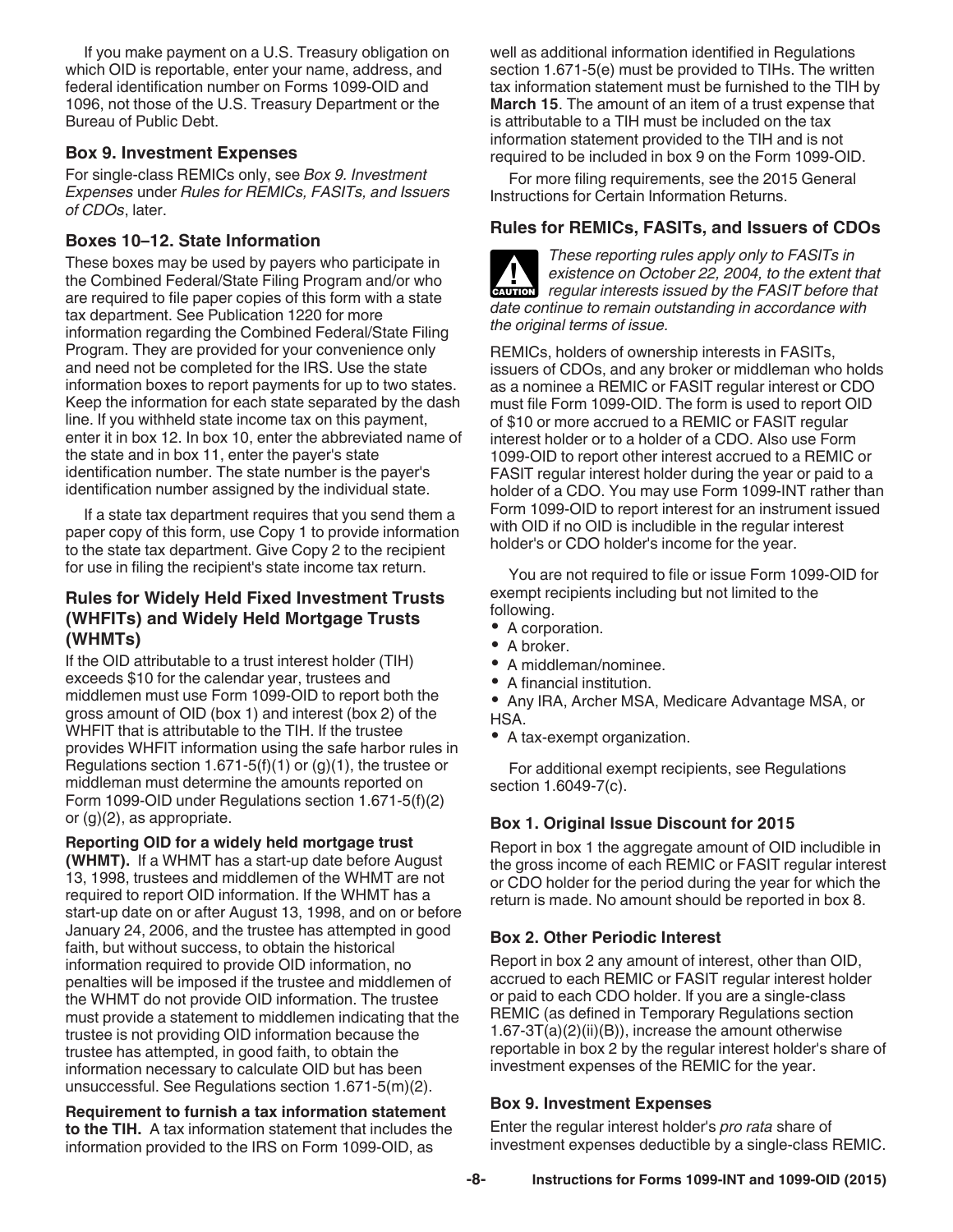If you make payment on a U.S. Treasury obligation on which OID is reportable, enter your name, address, and federal identification number on Forms 1099-OID and 1096, not those of the U.S. Treasury Department or the Bureau of Public Debt.

### Box 9. Investment Expenses

For single-class REMICs only, see *Box 9. Investment Expenses* under *Rules for REMICs, FASITs, and Issuers of CDOs*, later.

### Boxes 10–12. State Information

These boxes may be used by payers who participate in the Combined Federal/State Filing Program and/or who are required to file paper copies of this form with a state tax department. See Publication 1220 for more information regarding the Combined Federal/State Filing Program. They are provided for your convenience only and need not be completed for the IRS. Use the state information boxes to report payments for up to two states. Keep the information for each state separated by the dash line. If you withheld state income tax on this payment, enter it in box 12. In box 10, enter the abbreviated name of the state and in box 11, enter the payer's state identification number. The state number is the payer's identification number assigned by the individual state.

If a state tax department requires that you send them a paper copy of this form, use Copy 1 to provide information to the state tax department. Give Copy 2 to the recipient for use in filing the recipient's state income tax return.

### Rules for Widely Held Fixed Investment Trusts (WHFITs) and Widely Held Mortgage Trusts (WHMTs)

If the OID attributable to a trust interest holder (TIH) exceeds $10 for the calendar year, trustees and middlemen must use Form 1099-OID to report both the gross amount of OID (box 1) and interest (box 2) of the WHFIT that is attributable to the TIH. If the trustee provides WHFIT information using the safe harbor rules in Regulations section 1.671-5(f)(1) or (g)(1), the trustee or middleman must determine the amounts reported on Form 1099-OID under Regulations section 1.671-5(f)(2) or (g)(2), as appropriate.

**Reporting OID for a widely held mortgage trust (WHMT).** If a WHMT has a start-up date before August 13, 1998, trustees and middlemen of the WHMT are not required to report OID information. If the WHMT has a start-up date on or after August 13, 1998, and on or before January 24, 2006, and the trustee has attempted in good faith, but without success, to obtain the historical information required to provide OID information, no penalties will be imposed if the trustee and middlemen of the WHMT do not provide OID information. The trustee must provide a statement to middlemen indicating that the trustee is not providing OID information because the trustee has attempted, in good faith, to obtain the information necessary to calculate OID but has been unsuccessful. See Regulations section 1.671-5(m)(2).

**Requirement to furnish a tax information statement to the TIH.** A tax information statement that includes the information provided to the IRS on Form 1099-OID, as well as additional information identified in Regulations section 1.671-5(e) must be provided to TIHs. The written tax information statement must be furnished to the TIH by **March 15**. The amount of an item of a trust expense that is attributable to a TIH must be included on the tax information statement provided to the TIH and is not required to be included in box 9 on the Form 1099-OID.

For more filing requirements, see the 2015 General Instructions for Certain Information Returns.

### Rules for REMICs, FASITs, and Issuers of CDOs

**CAUTION:** *These reporting rules apply only to FASITs in existence on October 22, 2004, to the extent that regular interests issued by the FASIT before that date continue to remain outstanding in accordance with the original terms of issue.*

REMICs, holders of ownership interests in FASITs, issuers of CDOs, and any broker or middleman who holds as a nominee a REMIC or FASIT regular interest or CDO must file Form 1099-OID. The form is used to report OID of $10 or more accrued to a REMIC or FASIT regular interest holder or to a holder of a CDO. Also use Form 1099-OID to report other interest accrued to a REMIC or FASIT regular interest holder during the year or paid to a holder of a CDO. You may use Form 1099-INT rather than Form 1099-OID to report interest for an instrument issued with OID if no OID is includible in the regular interest holder's or CDO holder's income for the year.

You are not required to file or issue Form 1099-OID for exempt recipients including but not limited to the following.

- A corporation.
- A broker.
- A middleman/nominee.
- A financial institution.
- Any IRA, Archer MSA, Medicare Advantage MSA, or HSA.
- A tax-exempt organization.

For additional exempt recipients, see Regulations section 1.6049-7(c).

#### Box 1. Original Issue Discount for 2015

Report in box 1 the aggregate amount of OID includible in the gross income of each REMIC or FASIT regular interest or CDO holder for the period during the year for which the return is made. No amount should be reported in box 8.

#### Box 2. Other Periodic Interest

Report in box 2 any amount of interest, other than OID, accrued to each REMIC or FASIT regular interest holder or paid to each CDO holder. If you are a single-class REMIC (as defined in Temporary Regulations section 1.67-3T(a)(2)(ii)(B)), increase the amount otherwise reportable in box 2 by the regular interest holder's share of investment expenses of the REMIC for the year.

#### Box 9. Investment Expenses

Enter the regular interest holder's *pro rata* share of investment expenses deductible by a single-class REMIC.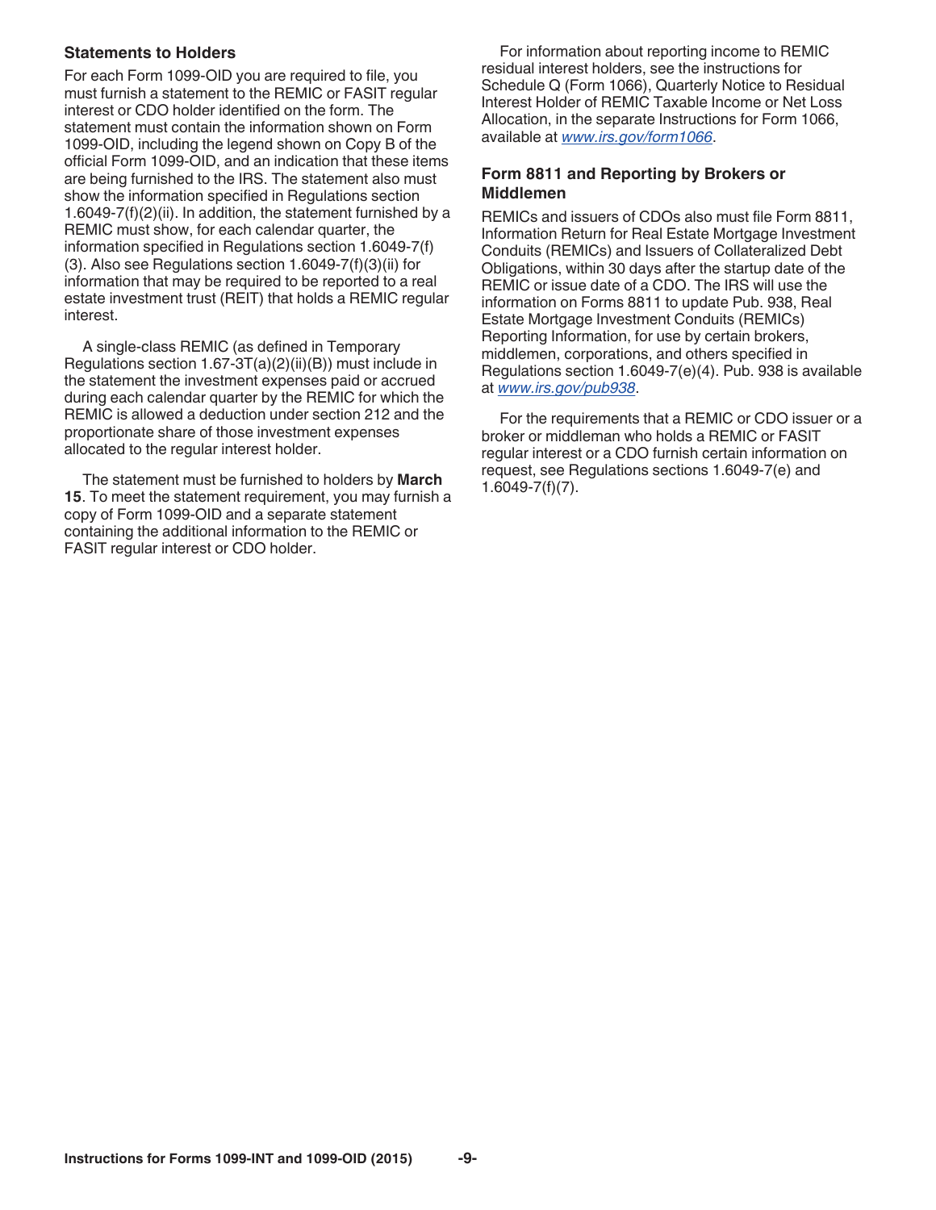### Statements to Holders

For each Form 1099-OID you are required to file, you must furnish a statement to the REMIC or FASIT regular interest or CDO holder identified on the form. The statement must contain the information shown on Form 1099-OID, including the legend shown on Copy B of the official Form 1099-OID, and an indication that these items are being furnished to the IRS. The statement also must show the information specified in Regulations section 1.6049-7(f)(2)(ii). In addition, the statement furnished by a REMIC must show, for each calendar quarter, the information specified in Regulations section 1.6049-7(f)(3). Also see Regulations section 1.6049-7(f)(3)(ii) for information that may be required to be reported to a real estate investment trust (REIT) that holds a REMIC regular interest.

A single-class REMIC (as defined in Temporary Regulations section 1.67-3T(a)(2)(ii)(B)) must include in the statement the investment expenses paid or accrued during each calendar quarter by the REMIC for which the REMIC is allowed a deduction under section 212 and the proportionate share of those investment expenses allocated to the regular interest holder.

The statement must be furnished to holders by **March 15**. To meet the statement requirement, you may furnish a copy of Form 1099-OID and a separate statement containing the additional information to the REMIC or FASIT regular interest or CDO holder.

For information about reporting income to REMIC residual interest holders, see the instructions for Schedule Q (Form 1066), Quarterly Notice to Residual Interest Holder of REMIC Taxable Income or Net Loss Allocation, in the separate Instructions for Form 1066, available at *www.irs.gov/form1066*.

### Form 8811 and Reporting by Brokers or Middlemen

REMICs and issuers of CDOs also must file Form 8811, Information Return for Real Estate Mortgage Investment Conduits (REMICs) and Issuers of Collateralized Debt Obligations, within 30 days after the startup date of the REMIC or issue date of a CDO. The IRS will use the information on Forms 8811 to update Pub. 938, Real Estate Mortgage Investment Conduits (REMICs) Reporting Information, for use by certain brokers, middlemen, corporations, and others specified in Regulations section 1.6049-7(e)(4). Pub. 938 is available at *www.irs.gov/pub938*.

For the requirements that a REMIC or CDO issuer or a broker or middleman who holds a REMIC or FASIT regular interest or a CDO furnish certain information on request, see Regulations sections 1.6049-7(e) and 1.6049-7(f)(7).